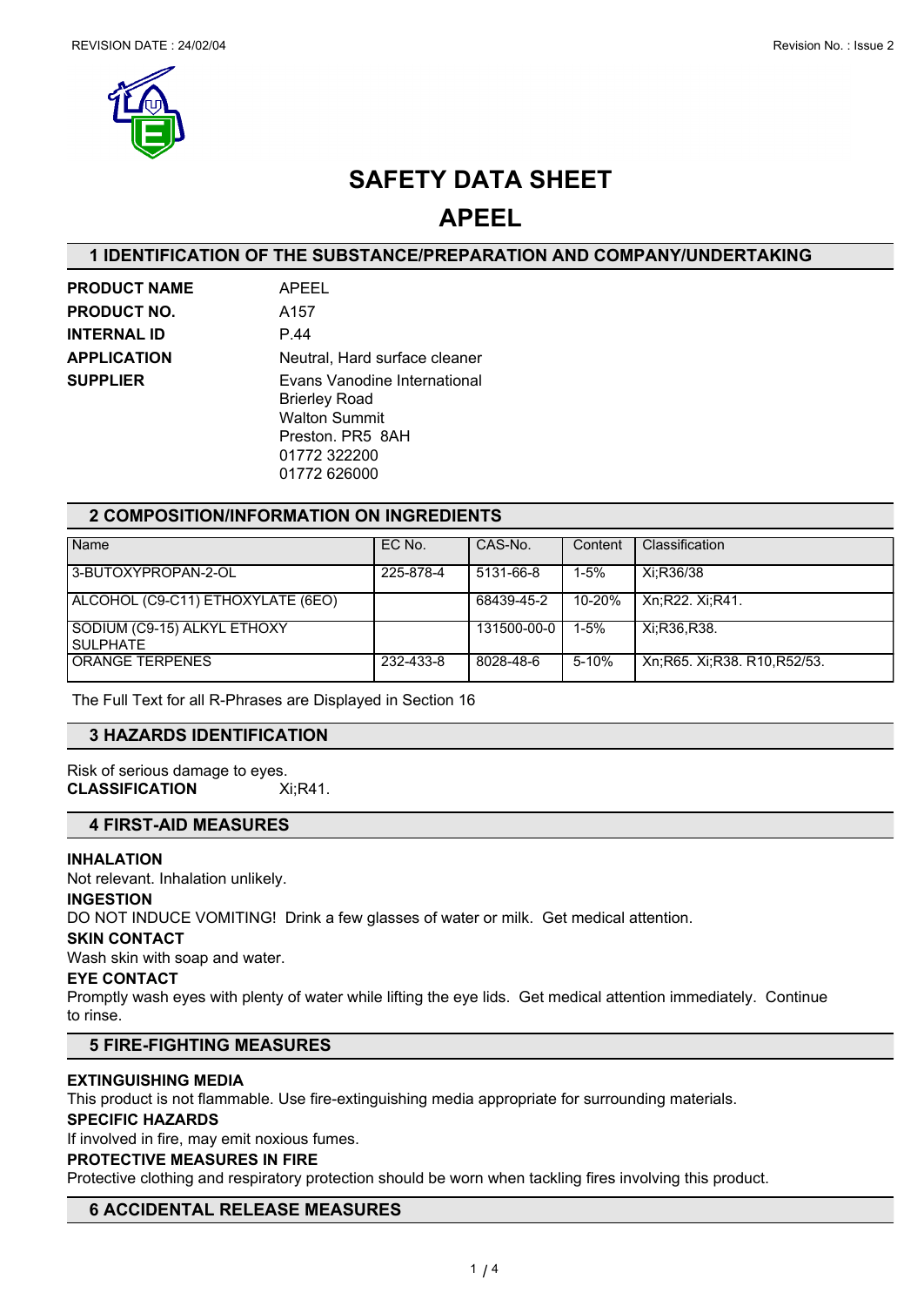REVISION DATE : 24/02/04

Revision No. : Issue 2

# SAFETY DATA SHEET

# APEEL

## 1 IDENTIFICATION OF THE SUBSTANCE/PREPARATION AND COMPANY/UNDERTAKING

**PRODUCT NAME** APEEL

**PRODUCT NO.** A157

**INTERNAL ID** P.44

**APPLICATION** Neutral, Hard surface cleaner

**SUPPLIER** Evans Vanodine International
Brierley Road
Walton Summit
Preston. PR5 8AH
01772 322200
01772 626000

## 2 COMPOSITION/INFORMATION ON INGREDIENTS

| Name | EC No. | CAS-No. | Content | Classification |
|---|---|---|---|---|
| 3-BUTOXYPROPAN-2-OL | 225-878-4 | 5131-66-8 | 1-5% | Xi;R36/38 |
| ALCOHOL (C9-C11) ETHOXYLATE (6EO) | | 68439-45-2 | 10-20% | Xn;R22. Xi;R41. |
| SODIUM (C9-15) ALKYL ETHOXY SULPHATE | | 131500-00-0 | 1-5% | Xi;R36,R38. |
| ORANGE TERPENES | 232-433-8 | 8028-48-6 | 5-10% | Xn;R65. Xi;R38. R10,R52/53. |

The Full Text for all R-Phrases are Displayed in Section 16

## 3 HAZARDS IDENTIFICATION

Risk of serious damage to eyes.

**CLASSIFICATION** Xi;R41.

## 4 FIRST-AID MEASURES

**INHALATION**

Not relevant. Inhalation unlikely.

**INGESTION**

DO NOT INDUCE VOMITING! Drink a few glasses of water or milk. Get medical attention.

**SKIN CONTACT**

Wash skin with soap and water.

**EYE CONTACT**

Promptly wash eyes with plenty of water while lifting the eye lids. Get medical attention immediately. Continue to rinse.

## 5 FIRE-FIGHTING MEASURES

**EXTINGUISHING MEDIA**

This product is not flammable. Use fire-extinguishing media appropriate for surrounding materials.

**SPECIFIC HAZARDS**

If involved in fire, may emit noxious fumes.

**PROTECTIVE MEASURES IN FIRE**

Protective clothing and respiratory protection should be worn when tackling fires involving this product.

## 6 ACCIDENTAL RELEASE MEASURES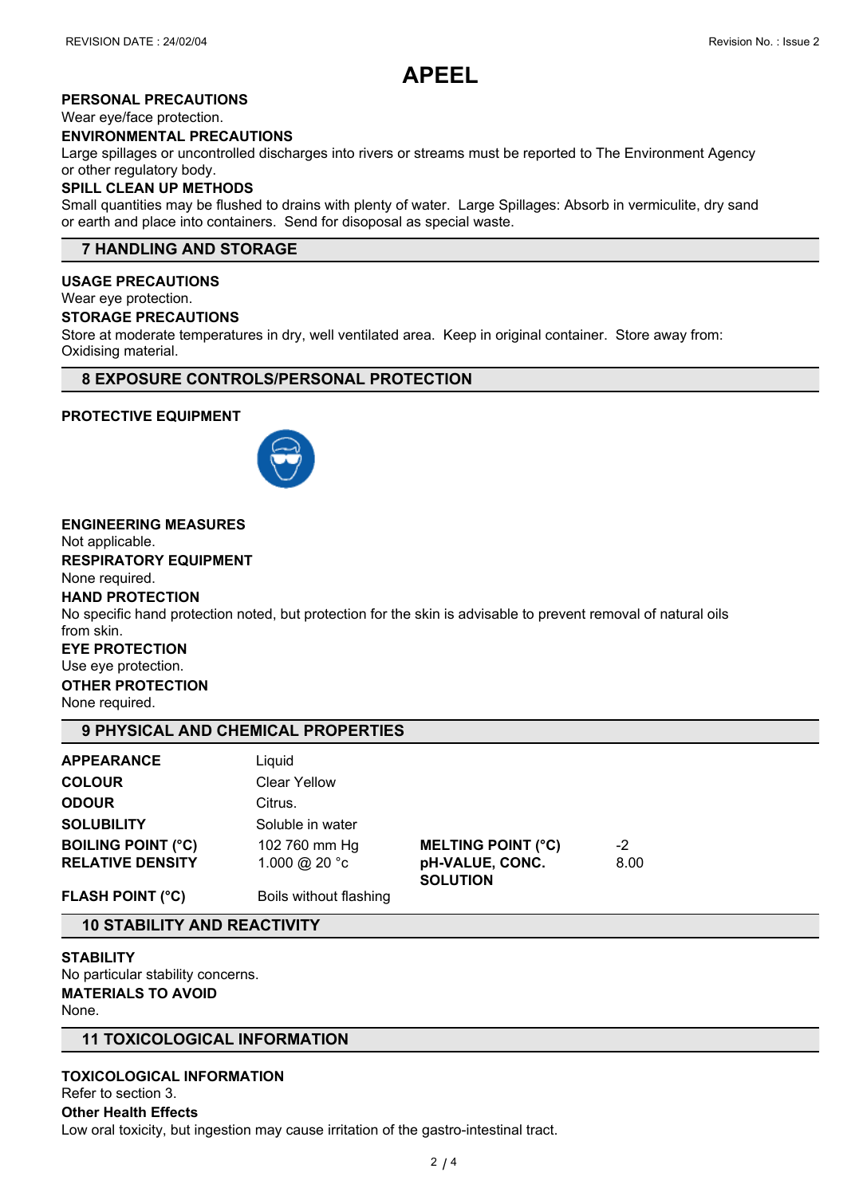# APEEL

**PERSONAL PRECAUTIONS**

Wear eye/face protection.

**ENVIRONMENTAL PRECAUTIONS**

Large spillages or uncontrolled discharges into rivers or streams must be reported to The Environment Agency or other regulatory body.

**SPILL CLEAN UP METHODS**

Small quantities may be flushed to drains with plenty of water. Large Spillages: Absorb in vermiculite, dry sand or earth and place into containers. Send for disoposal as special waste.

## 7 HANDLING AND STORAGE

**USAGE PRECAUTIONS**

Wear eye protection.

**STORAGE PRECAUTIONS**

Store at moderate temperatures in dry, well ventilated area. Keep in original container. Store away from: Oxidising material.

## 8 EXPOSURE CONTROLS/PERSONAL PROTECTION

**PROTECTIVE EQUIPMENT**

**ENGINEERING MEASURES**

Not applicable.

**RESPIRATORY EQUIPMENT**

None required.

**HAND PROTECTION**

No specific hand protection noted, but protection for the skin is advisable to prevent removal of natural oils from skin.

**EYE PROTECTION**

Use eye protection.

**OTHER PROTECTION**

None required.

## 9 PHYSICAL AND CHEMICAL PROPERTIES

| | | | |
|---|---|---|---|
| **APPEARANCE** | Liquid | | |
| **COLOUR** | Clear Yellow | | |
| **ODOUR** | Citrus. | | |
| **SOLUBILITY** | Soluble in water | | |
| **BOILING POINT (°C)** | 102 760 mm Hg | **MELTING POINT (°C)** | -2 |
| **RELATIVE DENSITY** | 1.000 @ 20 °c | **pH-VALUE, CONC. SOLUTION** | 8.00 |
| **FLASH POINT (°C)** | Boils without flashing | | |

## 10 STABILITY AND REACTIVITY

**STABILITY**

No particular stability concerns.

**MATERIALS TO AVOID**

None.

## 11 TOXICOLOGICAL INFORMATION

**TOXICOLOGICAL INFORMATION**

Refer to section 3.

**Other Health Effects**

Low oral toxicity, but ingestion may cause irritation of the gastro-intestinal tract.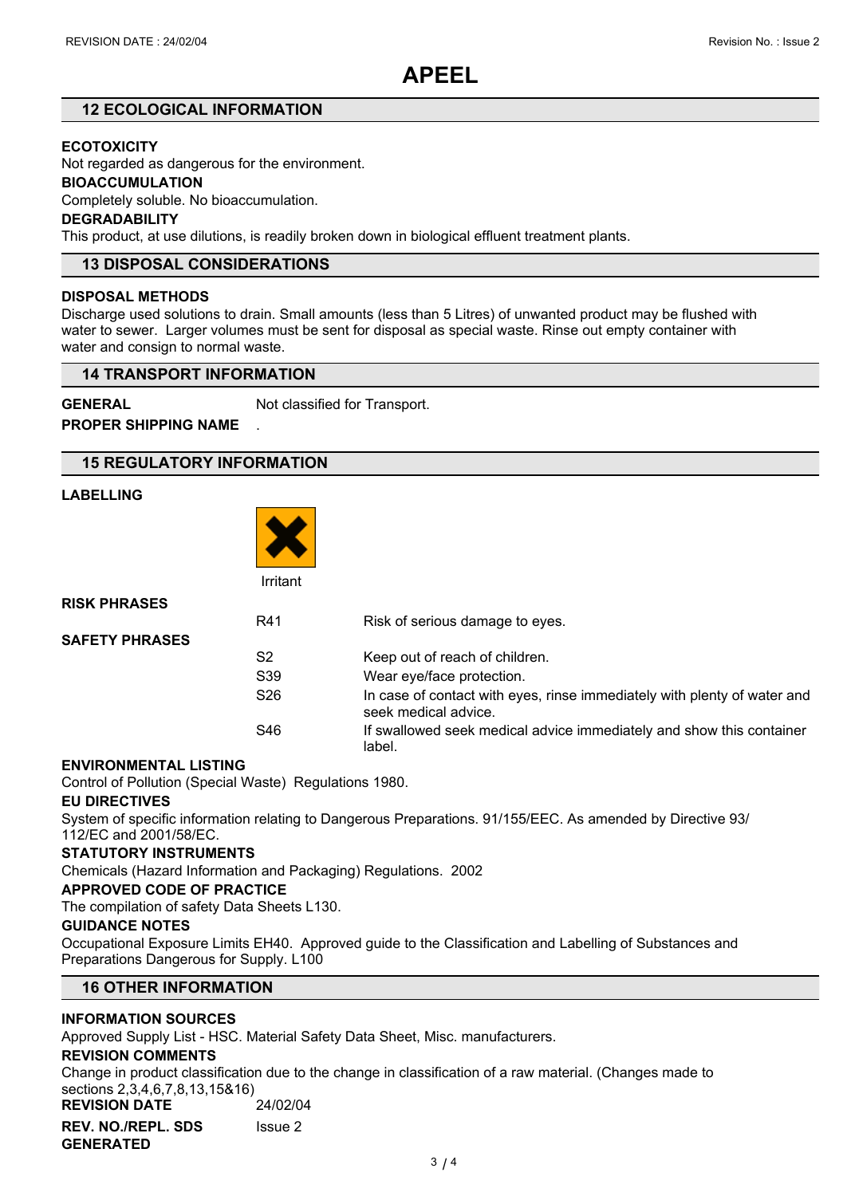# APEEL

## 12 ECOLOGICAL INFORMATION

**ECOTOXICITY**

Not regarded as dangerous for the environment.

**BIOACCUMULATION**

Completely soluble. No bioaccumulation.

**DEGRADABILITY**

This product, at use dilutions, is readily broken down in biological effluent treatment plants.

## 13 DISPOSAL CONSIDERATIONS

**DISPOSAL METHODS**

Discharge used solutions to drain. Small amounts (less than 5 Litres) of unwanted product may be flushed with water to sewer. Larger volumes must be sent for disposal as special waste. Rinse out empty container with water and consign to normal waste.

## 14 TRANSPORT INFORMATION

**GENERAL** Not classified for Transport.

**PROPER SHIPPING NAME** .

## 15 REGULATORY INFORMATION

**LABELLING**

Irritant

**RISK PHRASES**

| | |
|---|---|
| R41 | Risk of serious damage to eyes. |

**SAFETY PHRASES**

| | |
|---|---|
| S2 | Keep out of reach of children. |
| S39 | Wear eye/face protection. |
| S26 | In case of contact with eyes, rinse immediately with plenty of water and seek medical advice. |
| S46 | If swallowed seek medical advice immediately and show this container label. |

**ENVIRONMENTAL LISTING**

Control of Pollution (Special Waste) Regulations 1980.

**EU DIRECTIVES**

System of specific information relating to Dangerous Preparations. 91/155/EEC. As amended by Directive 93/112/EC and 2001/58/EC.

**STATUTORY INSTRUMENTS**

Chemicals (Hazard Information and Packaging) Regulations. 2002

**APPROVED CODE OF PRACTICE**

The compilation of safety Data Sheets L130.

**GUIDANCE NOTES**

Occupational Exposure Limits EH40. Approved guide to the Classification and Labelling of Substances and Preparations Dangerous for Supply. L100

## 16 OTHER INFORMATION

**INFORMATION SOURCES**

Approved Supply List - HSC. Material Safety Data Sheet, Misc. manufacturers.

**REVISION COMMENTS**

Change in product classification due to the change in classification of a raw material. (Changes made to sections 2,3,4,6,7,8,13,15&16)

**REVISION DATE** 24/02/04

**REV. NO./REPL. SDS GENERATED** Issue 2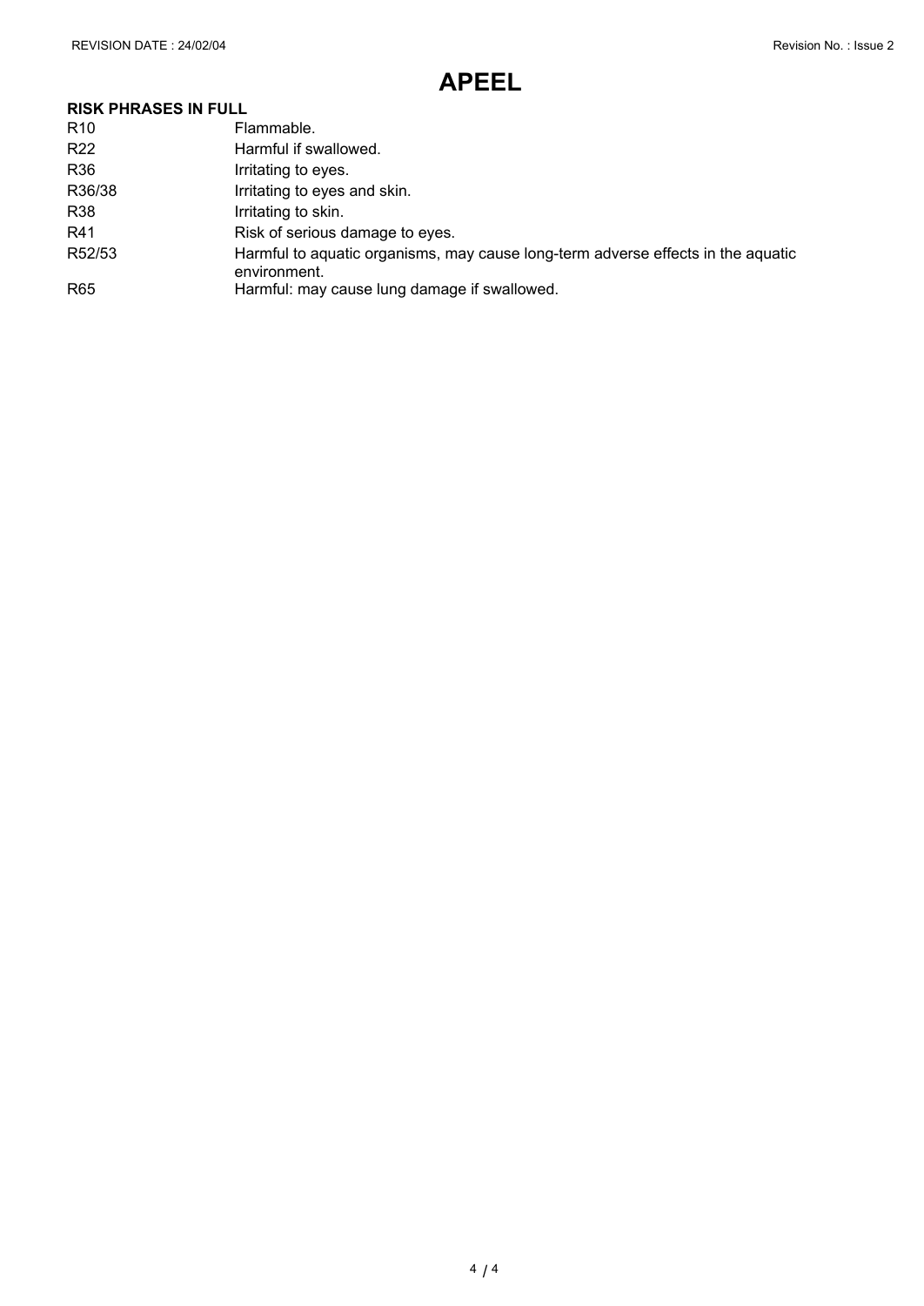# APEEL

**RISK PHRASES IN FULL**

| | |
|---|---|
| R10 | Flammable. |
| R22 | Harmful if swallowed. |
| R36 | Irritating to eyes. |
| R36/38 | Irritating to eyes and skin. |
| R38 | Irritating to skin. |
| R41 | Risk of serious damage to eyes. |
| R52/53 | Harmful to aquatic organisms, may cause long-term adverse effects in the aquatic environment. |
| R65 | Harmful: may cause lung damage if swallowed. |